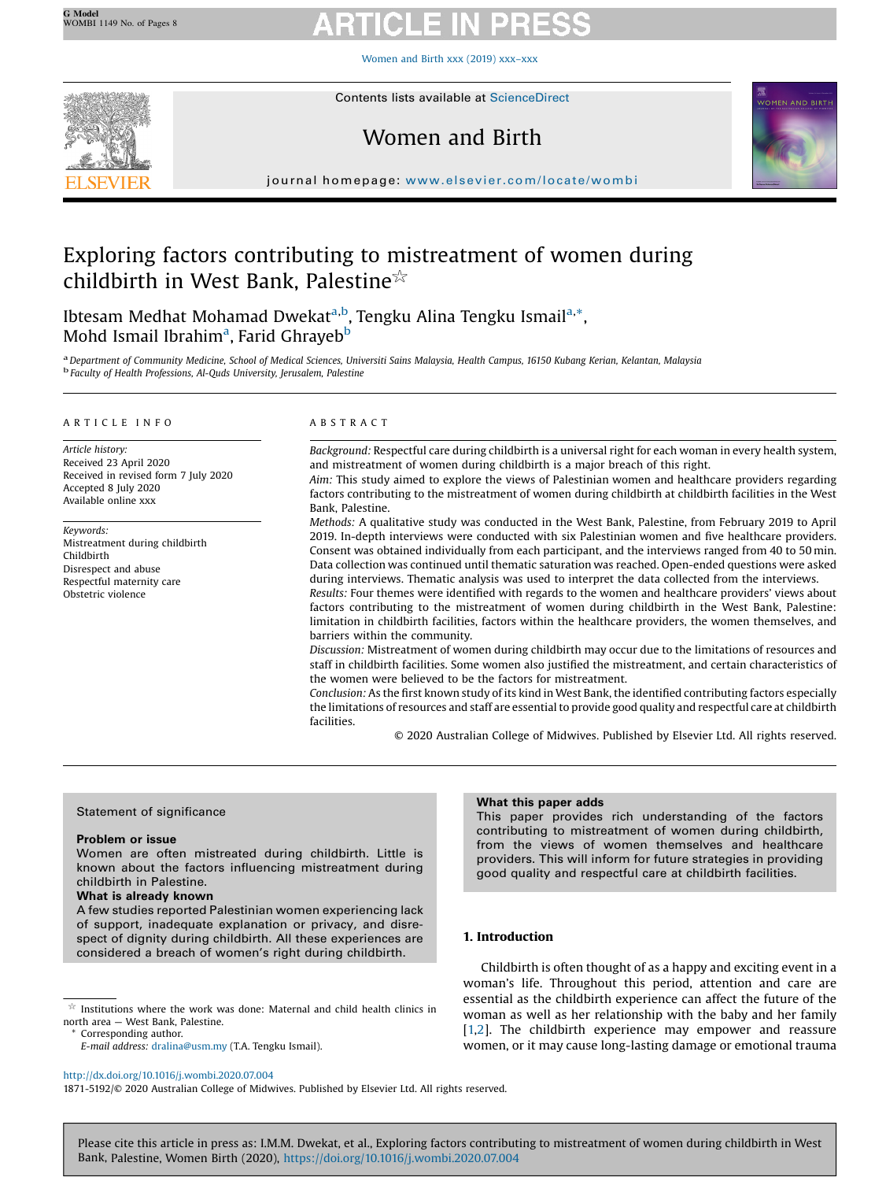# Exploring factors contributing to mistreatment of women during childbirth in West Bank, Palestine☆

Ibtesam Medhat Mohamad Dwekat[a,b], Tengku Alina Tengku Ismail[a,*], Mohd Ismail Ibrahim[a], Farid Ghrayeb[b]

[a] Department of Community Medicine, School of Medical Sciences, Universiti Sains Malaysia, Health Campus, 16150 Kubang Kerian, Kelantan, Malaysia
[b] Faculty of Health Professions, Al-Quds University, Jerusalem, Palestine

## ARTICLE INFO

*Article history:*
Received 23 April 2020
Received in revised form 7 July 2020
Accepted 8 July 2020
Available online xxx

*Keywords:*
Mistreatment during childbirth
Childbirth
Disrespect and abuse
Respectful maternity care
Obstetric violence

## ABSTRACT

*Background:* Respectful care during childbirth is a universal right for each woman in every health system, and mistreatment of women during childbirth is a major breach of this right.

*Aim:* This study aimed to explore the views of Palestinian women and healthcare providers regarding factors contributing to the mistreatment of women during childbirth at childbirth facilities in the West Bank, Palestine.

*Methods:* A qualitative study was conducted in the West Bank, Palestine, from February 2019 to April 2019. In-depth interviews were conducted with six Palestinian women and five healthcare providers. Consent was obtained individually from each participant, and the interviews ranged from 40 to 50 min. Data collection was continued until thematic saturation was reached. Open-ended questions were asked during interviews. Thematic analysis was used to interpret the data collected from the interviews.

*Results:* Four themes were identified with regards to the women and healthcare providers' views about factors contributing to the mistreatment of women during childbirth in the West Bank, Palestine: limitation in childbirth facilities, factors within the healthcare providers, the women themselves, and barriers within the community.

*Discussion:* Mistreatment of women during childbirth may occur due to the limitations of resources and staff in childbirth facilities. Some women also justified the mistreatment, and certain characteristics of the women were believed to be the factors for mistreatment.

*Conclusion:* As the first known study of its kind in West Bank, the identified contributing factors especially the limitations of resources and staff are essential to provide good quality and respectful care at childbirth facilities.

© 2020 Australian College of Midwives. Published by Elsevier Ltd. All rights reserved.

### Statement of significance

**Problem or issue**
Women are often mistreated during childbirth. Little is known about the factors influencing mistreatment during childbirth in Palestine.

**What is already known**
A few studies reported Palestinian women experiencing lack of support, inadequate explanation or privacy, and disrespect of dignity during childbirth. All these experiences are considered a breach of women's right during childbirth.

**What this paper adds**
This paper provides rich understanding of the factors contributing to mistreatment of women during childbirth, from the views of women themselves and healthcare providers. This will inform for future strategies in providing good quality and respectful care at childbirth facilities.

## 1. Introduction

Childbirth is often thought of as a happy and exciting event in a woman's life. Throughout this period, attention and care are essential as the childbirth experience can affect the future of the woman as well as her relationship with the baby and her family [1,2]. The childbirth experience may empower and reassure women, or it may cause long-lasting damage or emotional trauma

☆ Institutions where the work was done: Maternal and child health clinics in north area — West Bank, Palestine.
\* Corresponding author.
*E-mail address:* dralina@usm.my (T.A. Tengku Ismail).

http://dx.doi.org/10.1016/j.wombi.2020.07.004
1871-5192/© 2020 Australian College of Midwives. Published by Elsevier Ltd. All rights reserved.

Please cite this article in press as: I.M.M. Dwekat, et al., Exploring factors contributing to mistreatment of women during childbirth in West Bank, Palestine, Women Birth (2020), https://doi.org/10.1016/j.wombi.2020.07.004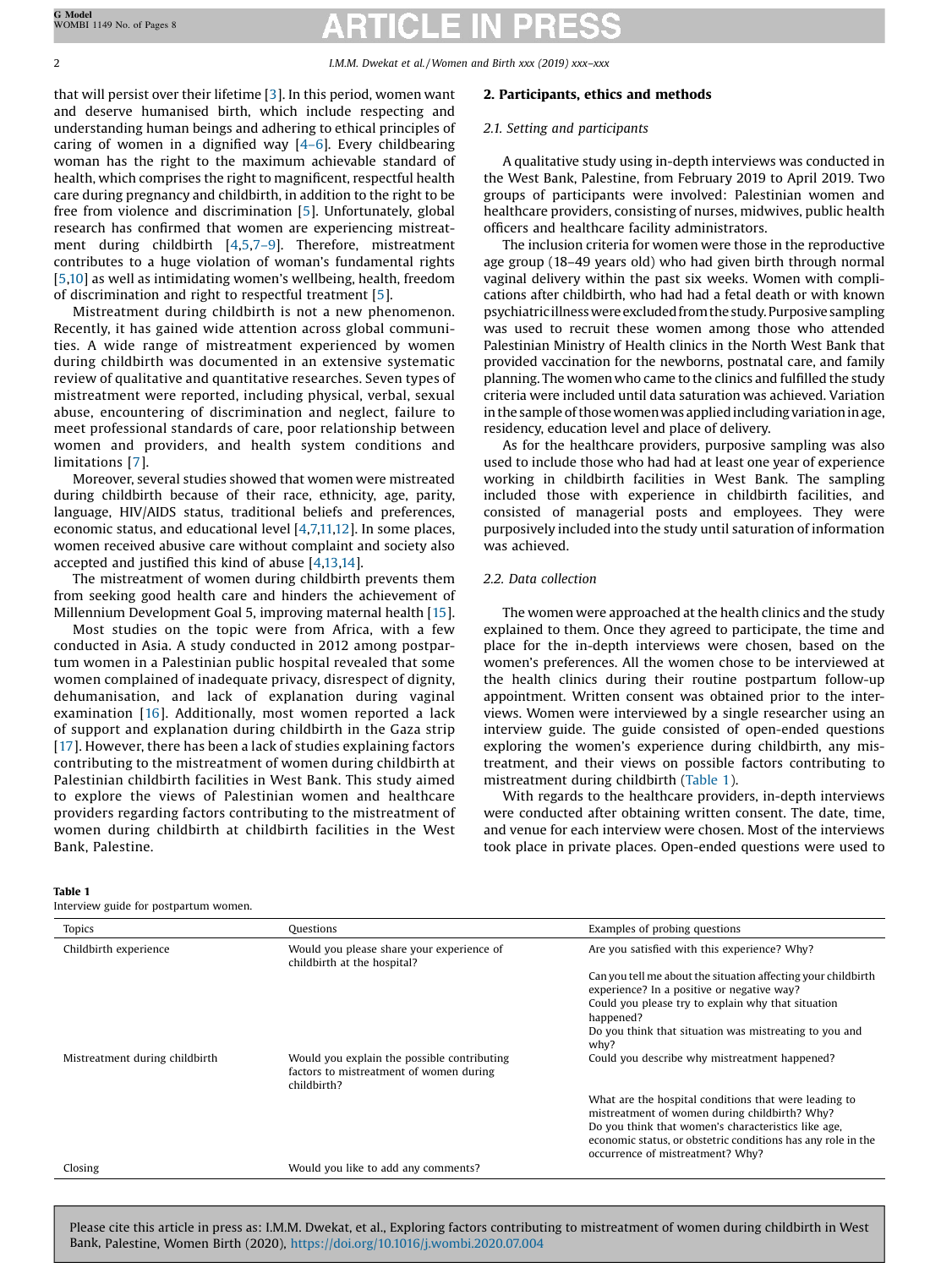that will persist over their lifetime [3]. In this period, women want and deserve humanised birth, which include respecting and understanding human beings and adhering to ethical principles of caring of women in a dignified way [4–6]. Every childbearing woman has the right to the maximum achievable standard of health, which comprises the right to magnificent, respectful health care during pregnancy and childbirth, in addition to the right to be free from violence and discrimination [5]. Unfortunately, global research has confirmed that women are experiencing mistreatment during childbirth [4,5,7–9]. Therefore, mistreatment contributes to a huge violation of woman's fundamental rights [5,10] as well as intimidating women's wellbeing, health, freedom of discrimination and right to respectful treatment [5].

Mistreatment during childbirth is not a new phenomenon. Recently, it has gained wide attention across global communities. A wide range of mistreatment experienced by women during childbirth was documented in an extensive systematic review of qualitative and quantitative researches. Seven types of mistreatment were reported, including physical, verbal, sexual abuse, encountering of discrimination and neglect, failure to meet professional standards of care, poor relationship between women and providers, and health system conditions and limitations [7].

Moreover, several studies showed that women were mistreated during childbirth because of their race, ethnicity, age, parity, language, HIV/AIDS status, traditional beliefs and preferences, economic status, and educational level [4,7,11,12]. In some places, women received abusive care without complaint and society also accepted and justified this kind of abuse [4,13,14].

The mistreatment of women during childbirth prevents them from seeking good health care and hinders the achievement of Millennium Development Goal 5, improving maternal health [15].

Most studies on the topic were from Africa, with a few conducted in Asia. A study conducted in 2012 among postpartum women in a Palestinian public hospital revealed that some women complained of inadequate privacy, disrespect of dignity, dehumanisation, and lack of explanation during vaginal examination [16]. Additionally, most women reported a lack of support and explanation during childbirth in the Gaza strip [17]. However, there has been a lack of studies explaining factors contributing to the mistreatment of women during childbirth at Palestinian childbirth facilities in West Bank. This study aimed to explore the views of Palestinian women and healthcare providers regarding factors contributing to the mistreatment of women during childbirth at childbirth facilities in the West Bank, Palestine.

## 2. Participants, ethics and methods

### 2.1. Setting and participants

A qualitative study using in-depth interviews was conducted in the West Bank, Palestine, from February 2019 to April 2019. Two groups of participants were involved: Palestinian women and healthcare providers, consisting of nurses, midwives, public health officers and healthcare facility administrators.

The inclusion criteria for women were those in the reproductive age group (18–49 years old) who had given birth through normal vaginal delivery within the past six weeks. Women with complications after childbirth, who had had a fetal death or with known psychiatric illness were excluded from the study. Purposive sampling was used to recruit these women among those who attended Palestinian Ministry of Health clinics in the North West Bank that provided vaccination for the newborns, postnatal care, and family planning. The women who came to the clinics and fulfilled the study criteria were included until data saturation was achieved. Variation in the sample of those women was applied including variation in age, residency, education level and place of delivery.

As for the healthcare providers, purposive sampling was also used to include those who had had at least one year of experience working in childbirth facilities in West Bank. The sampling included those with experience in childbirth facilities, and consisted of managerial posts and employees. They were purposively included into the study until saturation of information was achieved.

### 2.2. Data collection

The women were approached at the health clinics and the study explained to them. Once they agreed to participate, the time and place for the in-depth interviews were chosen, based on the women's preferences. All the women chose to be interviewed at the health clinics during their routine postpartum follow-up appointment. Written consent was obtained prior to the interviews. Women were interviewed by a single researcher using an interview guide. The guide consisted of open-ended questions exploring the women's experience during childbirth, any mistreatment, and their views on possible factors contributing to mistreatment during childbirth (Table 1).

With regards to the healthcare providers, in-depth interviews were conducted after obtaining written consent. The date, time, and venue for each interview were chosen. Most of the interviews took place in private places. Open-ended questions were used to

**Table 1**
Interview guide for postpartum women.

| Topics | Questions | Examples of probing questions |
|---|---|---|
| Childbirth experience | Would you please share your experience of childbirth at the hospital? | Are you satisfied with this experience? Why? |
| | | Can you tell me about the situation affecting your childbirth experience? In a positive or negative way?<br>Could you please try to explain why that situation happened?<br>Do you think that situation was mistreating to you and why? |
| Mistreatment during childbirth | Would you explain the possible contributing factors to mistreatment of women during childbirth? | Could you describe why mistreatment happened? |
| | | What are the hospital conditions that were leading to mistreatment of women during childbirth? Why?<br>Do you think that women's characteristics like age, economic status, or obstetric conditions has any role in the occurrence of mistreatment? Why? |
| Closing | Would you like to add any comments? | |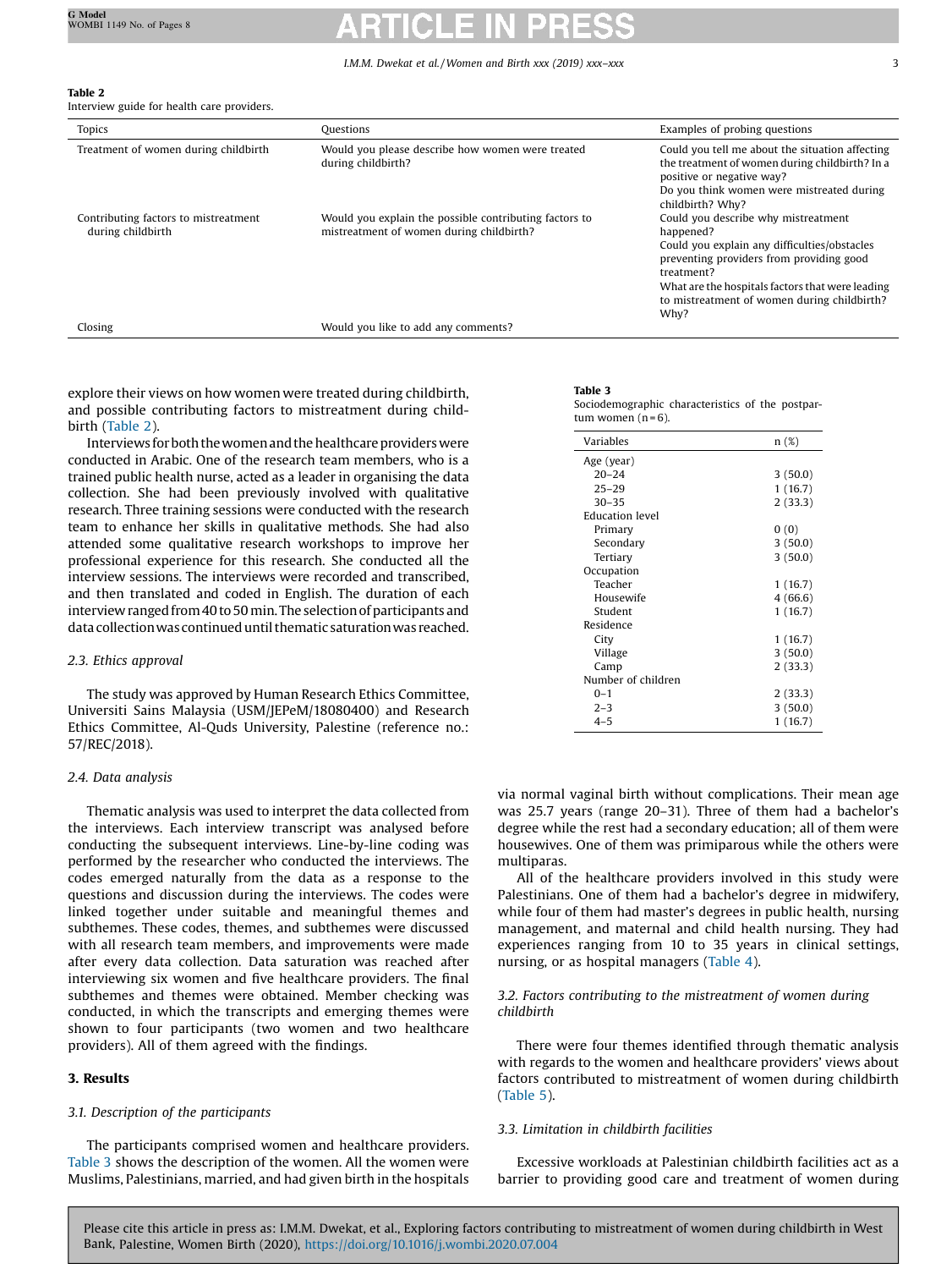**Table 2**
Interview guide for health care providers.

| Topics | Questions | Examples of probing questions |
|---|---|---|
| Treatment of women during childbirth | Would you please describe how women were treated during childbirth? | Could you tell me about the situation affecting the treatment of women during childbirth? In a positive or negative way?<br>Do you think women were mistreated during childbirth? Why? |
| Contributing factors to mistreatment during childbirth | Would you explain the possible contributing factors to mistreatment of women during childbirth? | Could you describe why mistreatment happened?<br>Could you explain any difficulties/obstacles preventing providers from providing good treatment?<br>What are the hospitals factors that were leading to mistreatment of women during childbirth? Why? |
| Closing | Would you like to add any comments? | |

explore their views on how women were treated during childbirth, and possible contributing factors to mistreatment during childbirth (Table 2).

Interviews for both the women and the healthcare providers were conducted in Arabic. One of the research team members, who is a trained public health nurse, acted as a leader in organising the data collection. She had been previously involved with qualitative research. Three training sessions were conducted with the research team to enhance her skills in qualitative methods. She had also attended some qualitative research workshops to improve her professional experience for this research. She conducted all the interview sessions. The interviews were recorded and transcribed, and then translated and coded in English. The duration of each interview ranged from 40 to 50 min. The selection of participants and data collection was continued until thematic saturation was reached.

### 2.3. Ethics approval

The study was approved by Human Research Ethics Committee, Universiti Sains Malaysia (USM/JEPeM/18080400) and Research Ethics Committee, Al-Quds University, Palestine (reference no.: 57/REC/2018).

### 2.4. Data analysis

Thematic analysis was used to interpret the data collected from the interviews. Each interview transcript was analysed before conducting the subsequent interviews. Line-by-line coding was performed by the researcher who conducted the interviews. The codes emerged naturally from the data as a response to the questions and discussion during the interviews. The codes were linked together under suitable and meaningful themes and subthemes. These codes, themes, and subthemes were discussed with all research team members, and improvements were made after every data collection. Data saturation was reached after interviewing six women and five healthcare providers. The final subthemes and themes were obtained. Member checking was conducted, in which the transcripts and emerging themes were shown to four participants (two women and two healthcare providers). All of them agreed with the findings.

## 3. Results

### 3.1. Description of the participants

The participants comprised women and healthcare providers. Table 3 shows the description of the women. All the women were Muslims, Palestinians, married, and had given birth in the hospitals via normal vaginal birth without complications. Their mean age was 25.7 years (range 20–31). Three of them had a bachelor's degree while the rest had a secondary education; all of them were housewives. One of them was primiparous while the others were multiparas.

**Table 3**
Sociodemographic characteristics of the postpartum women (n = 6).

| Variables | n (%) |
|---|---|
| Age (year) | |
| 20–24 | 3 (50.0) |
| 25–29 | 1 (16.7) |
| 30–35 | 2 (33.3) |
| Education level | |
| Primary | 0 (0) |
| Secondary | 3 (50.0) |
| Tertiary | 3 (50.0) |
| Occupation | |
| Teacher | 1 (16.7) |
| Housewife | 4 (66.6) |
| Student | 1 (16.7) |
| Residence | |
| City | 1 (16.7) |
| Village | 3 (50.0) |
| Camp | 2 (33.3) |
| Number of children | |
| 0–1 | 2 (33.3) |
| 2–3 | 3 (50.0) |
| 4–5 | 1 (16.7) |

All of the healthcare providers involved in this study were Palestinians. One of them had a bachelor's degree in midwifery, while four of them had master's degrees in public health, nursing management, and maternal and child health nursing. They had experiences ranging from 10 to 35 years in clinical settings, nursing, or as hospital managers (Table 4).

### 3.2. Factors contributing to the mistreatment of women during childbirth

There were four themes identified through thematic analysis with regards to the women and healthcare providers' views about factors contributed to mistreatment of women during childbirth (Table 5).

### 3.3. Limitation in childbirth facilities

Excessive workloads at Palestinian childbirth facilities act as a barrier to providing good care and treatment of women during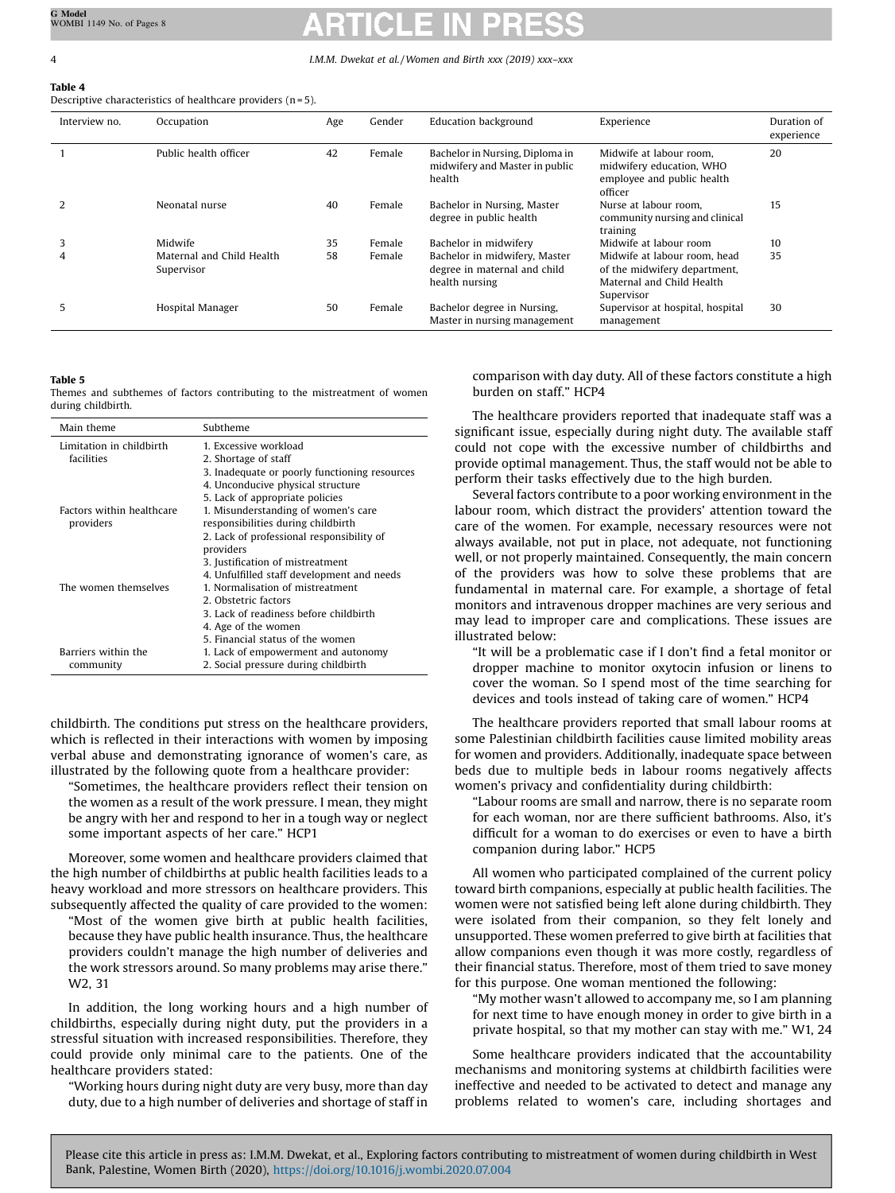**Table 4**
Descriptive characteristics of healthcare providers (n = 5).

| Interview no. | Occupation | Age | Gender | Education background | Experience | Duration of experience |
|---|---|---|---|---|---|---|
| 1 | Public health officer | 42 | Female | Bachelor in Nursing, Diploma in midwifery and Master in public health | Midwife at labour room, midwifery education, WHO employee and public health officer | 20 |
| 2 | Neonatal nurse | 40 | Female | Bachelor in Nursing, Master degree in public health | Nurse at labour room, community nursing and clinical training | 15 |
| 3 | Midwife | 35 | Female | Bachelor in midwifery | Midwife at labour room | 10 |
| 4 | Maternal and Child Health Supervisor | 58 | Female | Bachelor in midwifery, Master degree in maternal and child health nursing | Midwife at labour room, head of the midwifery department, Maternal and Child Health Supervisor | 35 |
| 5 | Hospital Manager | 50 | Female | Bachelor degree in Nursing, Master in nursing management | Supervisor at hospital, hospital management | 30 |

**Table 5**
Themes and subthemes of factors contributing to the mistreatment of women during childbirth.

| Main theme | Subtheme |
|---|---|
| Limitation in childbirth facilities | 1. Excessive workload<br>2. Shortage of staff<br>3. Inadequate or poorly functioning resources<br>4. Unconducive physical structure<br>5. Lack of appropriate policies |
| Factors within healthcare providers | 1. Misunderstanding of women's care responsibilities during childbirth<br>2. Lack of professional responsibility of providers<br>3. Justification of mistreatment<br>4. Unfulfilled staff development and needs |
| The women themselves | 1. Normalisation of mistreatment<br>2. Obstetric factors<br>3. Lack of readiness before childbirth<br>4. Age of the women<br>5. Financial status of the women |
| Barriers within the community | 1. Lack of empowerment and autonomy<br>2. Social pressure during childbirth |

childbirth. The conditions put stress on the healthcare providers, which is reflected in their interactions with women by imposing verbal abuse and demonstrating ignorance of women's care, as illustrated by the following quote from a healthcare provider:

> "Sometimes, the healthcare providers reflect their tension on the women as a result of the work pressure. I mean, they might be angry with her and respond to her in a tough way or neglect some important aspects of her care." HCP1

Moreover, some women and healthcare providers claimed that the high number of childbirths at public health facilities leads to a heavy workload and more stressors on healthcare providers. This subsequently affected the quality of care provided to the women:

> "Most of the women give birth at public health facilities, because they have public health insurance. Thus, the healthcare providers couldn't manage the high number of deliveries and the work stressors around. So many problems may arise there." W2, 31

In addition, the long working hours and a high number of childbirths, especially during night duty, put the providers in a stressful situation with increased responsibilities. Therefore, they could provide only minimal care to the patients. One of the healthcare providers stated:

> "Working hours during night duty are very busy, more than day duty, due to a high number of deliveries and shortage of staff in comparison with day duty. All of these factors constitute a high burden on staff." HCP4

The healthcare providers reported that inadequate staff was a significant issue, especially during night duty. The available staff could not cope with the excessive number of childbirths and provide optimal management. Thus, the staff would not be able to perform their tasks effectively due to the high burden.

Several factors contribute to a poor working environment in the labour room, which distract the providers' attention toward the care of the women. For example, necessary resources were not always available, not put in place, not adequate, not functioning well, or not properly maintained. Consequently, the main concern of the providers was how to solve these problems that are fundamental in maternal care. For example, a shortage of fetal monitors and intravenous dropper machines are very serious and may lead to improper care and complications. These issues are illustrated below:

> "It will be a problematic case if I don't find a fetal monitor or dropper machine to monitor oxytocin infusion or linens to cover the woman. So I spend most of the time searching for devices and tools instead of taking care of women." HCP4

The healthcare providers reported that small labour rooms at some Palestinian childbirth facilities cause limited mobility areas for women and providers. Additionally, inadequate space between beds due to multiple beds in labour rooms negatively affects women's privacy and confidentiality during childbirth:

> "Labour rooms are small and narrow, there is no separate room for each woman, nor are there sufficient bathrooms. Also, it's difficult for a woman to do exercises or even to have a birth companion during labor." HCP5

All women who participated complained of the current policy toward birth companions, especially at public health facilities. The women were not satisfied being left alone during childbirth. They were isolated from their companion, so they felt lonely and unsupported. These women preferred to give birth at facilities that allow companions even though it was more costly, regardless of their financial status. Therefore, most of them tried to save money for this purpose. One woman mentioned the following:

> "My mother wasn't allowed to accompany me, so I am planning for next time to have enough money in order to give birth in a private hospital, so that my mother can stay with me." W1, 24

Some healthcare providers indicated that the accountability mechanisms and monitoring systems at childbirth facilities were ineffective and needed to be activated to detect and manage any problems related to women's care, including shortages and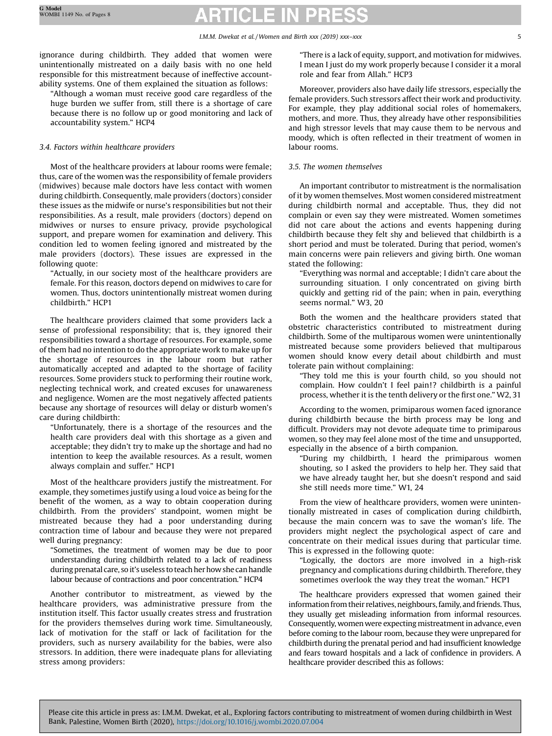ignorance during childbirth. They added that women were unintentionally mistreated on a daily basis with no one held responsible for this mistreatment because of ineffective accountability systems. One of them explained the situation as follows:

"Although a woman must receive good care regardless of the huge burden we suffer from, still there is a shortage of care because there is no follow up or good monitoring and lack of accountability system." HCP4

### 3.4. Factors within healthcare providers

Most of the healthcare providers at labour rooms were female; thus, care of the women was the responsibility of female providers (midwives) because male doctors have less contact with women during childbirth. Consequently, male providers (doctors) consider these issues as the midwife or nurse's responsibilities but not their responsibilities. As a result, male providers (doctors) depend on midwives or nurses to ensure privacy, provide psychological support, and prepare women for examination and delivery. This condition led to women feeling ignored and mistreated by the male providers (doctors). These issues are expressed in the following quote:

"Actually, in our society most of the healthcare providers are female. For this reason, doctors depend on midwives to care for women. Thus, doctors unintentionally mistreat women during childbirth." HCP1

The healthcare providers claimed that some providers lack a sense of professional responsibility; that is, they ignored their responsibilities toward a shortage of resources. For example, some of them had no intention to do the appropriate work to make up for the shortage of resources in the labour room but rather automatically accepted and adapted to the shortage of facility resources. Some providers stuck to performing their routine work, neglecting technical work, and created excuses for unawareness and negligence. Women are the most negatively affected patients because any shortage of resources will delay or disturb women's care during childbirth:

"Unfortunately, there is a shortage of the resources and the health care providers deal with this shortage as a given and acceptable; they didn't try to make up the shortage and had no intention to keep the available resources. As a result, women always complain and suffer." HCP1

Most of the healthcare providers justify the mistreatment. For example, they sometimes justify using a loud voice as being for the benefit of the women, as a way to obtain cooperation during childbirth. From the providers' standpoint, women might be mistreated because they had a poor understanding during contraction time of labour and because they were not prepared well during pregnancy:

"Sometimes, the treatment of women may be due to poor understanding during childbirth related to a lack of readiness during prenatal care, so it's useless to teach her how she can handle labour because of contractions and poor concentration." HCP4

Another contributor to mistreatment, as viewed by the healthcare providers, was administrative pressure from the institution itself. This factor usually creates stress and frustration for the providers themselves during work time. Simultaneously, lack of motivation for the staff or lack of facilitation for the providers, such as nursery availability for the babies, were also stressors. In addition, there were inadequate plans for alleviating stress among providers:

"There is a lack of equity, support, and motivation for midwives. I mean I just do my work properly because I consider it a moral role and fear from Allah." HCP3

Moreover, providers also have daily life stressors, especially the female providers. Such stressors affect their work and productivity. For example, they play additional social roles of homemakers, mothers, and more. Thus, they already have other responsibilities and high stressor levels that may cause them to be nervous and moody, which is often reflected in their treatment of women in labour rooms.

### 3.5. The women themselves

An important contributor to mistreatment is the normalisation of it by women themselves. Most women considered mistreatment during childbirth normal and acceptable. Thus, they did not complain or even say they were mistreated. Women sometimes did not care about the actions and events happening during childbirth because they felt shy and believed that childbirth is a short period and must be tolerated. During that period, women's main concerns were pain relievers and giving birth. One woman stated the following:

"Everything was normal and acceptable; I didn't care about the surrounding situation. I only concentrated on giving birth quickly and getting rid of the pain; when in pain, everything seems normal." W3, 20

Both the women and the healthcare providers stated that obstetric characteristics contributed to mistreatment during childbirth. Some of the multiparous women were unintentionally mistreated because some providers believed that multiparous women should know every detail about childbirth and must tolerate pain without complaining:

"They told me this is your fourth child, so you should not complain. How couldn't I feel pain!? childbirth is a painful process, whether it is the tenth delivery or the first one." W2, 31

According to the women, primiparous women faced ignorance during childbirth because the birth process may be long and difficult. Providers may not devote adequate time to primiparous women, so they may feel alone most of the time and unsupported, especially in the absence of a birth companion.

"During my childbirth, I heard the primiparous women shouting, so I asked the providers to help her. They said that we have already taught her, but she doesn't respond and said she still needs more time." W1, 24

From the view of healthcare providers, women were unintentionally mistreated in cases of complication during childbirth, because the main concern was to save the woman's life. The providers might neglect the psychological aspect of care and concentrate on their medical issues during that particular time. This is expressed in the following quote:

"Logically, the doctors are more involved in a high-risk pregnancy and complications during childbirth. Therefore, they sometimes overlook the way they treat the woman." HCP1

The healthcare providers expressed that women gained their information from their relatives, neighbours, family, and friends. Thus, they usually get misleading information from informal resources. Consequently, women were expecting mistreatment in advance, even before coming to the labour room, because they were unprepared for childbirth during the prenatal period and had insufficient knowledge and fears toward hospitals and a lack of confidence in providers. A healthcare provider described this as follows: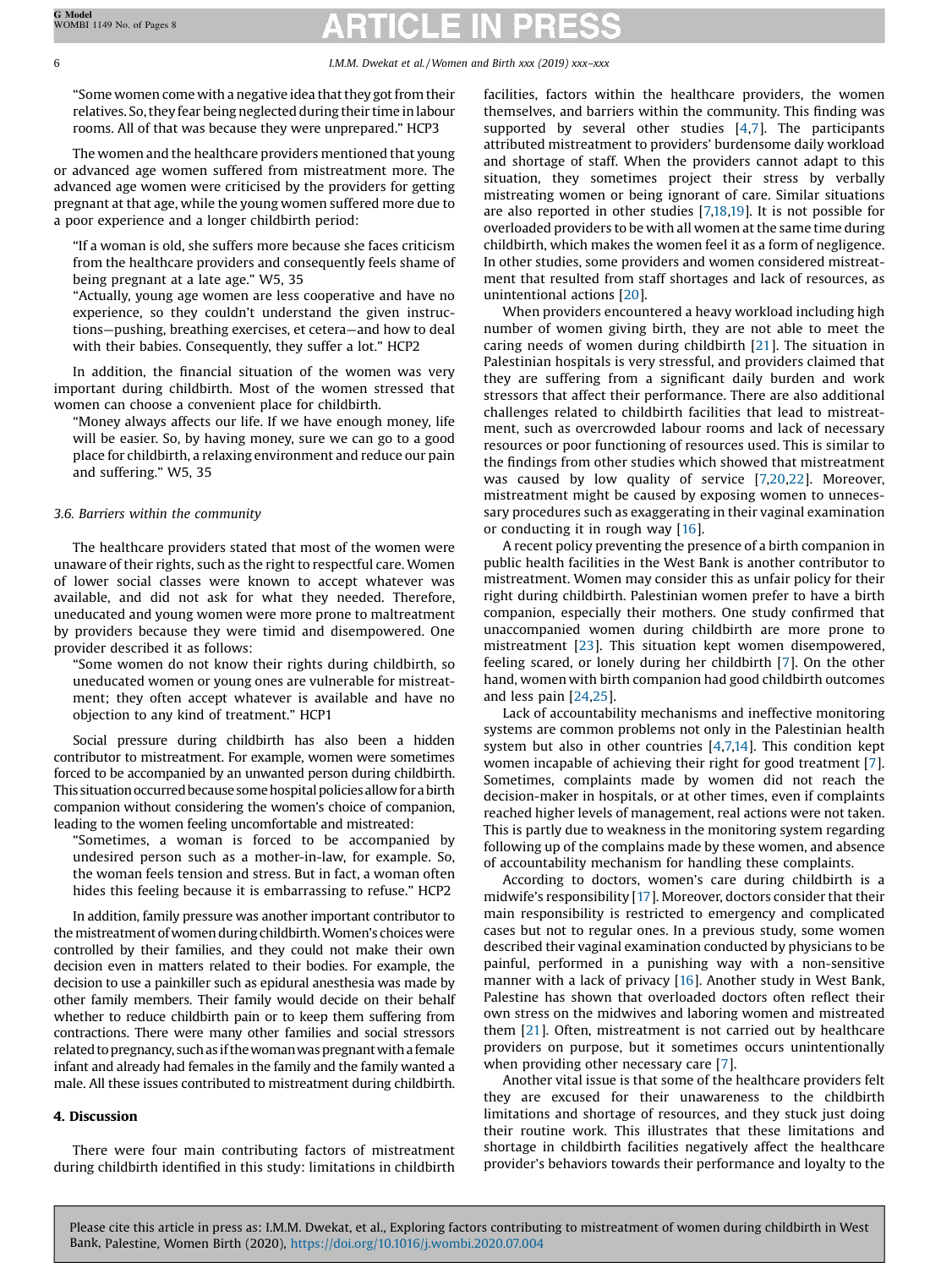"Some women come with a negative idea that they got from their relatives. So, they fear being neglected during their time in labour rooms. All of that was because they were unprepared." HCP3

The women and the healthcare providers mentioned that young or advanced age women suffered from mistreatment more. The advanced age women were criticised by the providers for getting pregnant at that age, while the young women suffered more due to a poor experience and a longer childbirth period:

"If a woman is old, she suffers more because she faces criticism from the healthcare providers and consequently feels shame of being pregnant at a late age." W5, 35

"Actually, young age women are less cooperative and have no experience, so they couldn't understand the given instructions—pushing, breathing exercises, et cetera—and how to deal with their babies. Consequently, they suffer a lot." HCP2

In addition, the financial situation of the women was very important during childbirth. Most of the women stressed that women can choose a convenient place for childbirth.

"Money always affects our life. If we have enough money, life will be easier. So, by having money, sure we can go to a good place for childbirth, a relaxing environment and reduce our pain and suffering." W5, 35

### 3.6. Barriers within the community

The healthcare providers stated that most of the women were unaware of their rights, such as the right to respectful care. Women of lower social classes were known to accept whatever was available, and did not ask for what they needed. Therefore, uneducated and young women were more prone to maltreatment by providers because they were timid and disempowered. One provider described it as follows:

"Some women do not know their rights during childbirth, so uneducated women or young ones are vulnerable for mistreatment; they often accept whatever is available and have no objection to any kind of treatment." HCP1

Social pressure during childbirth has also been a hidden contributor to mistreatment. For example, women were sometimes forced to be accompanied by an unwanted person during childbirth. This situation occurred because some hospital policies allow for a birth companion without considering the women's choice of companion, leading to the women feeling uncomfortable and mistreated:

"Sometimes, a woman is forced to be accompanied by undesired person such as a mother-in-law, for example. So, the woman feels tension and stress. But in fact, a woman often hides this feeling because it is embarrassing to refuse." HCP2

In addition, family pressure was another important contributor to the mistreatment of women during childbirth. Women's choices were controlled by their families, and they could not make their own decision even in matters related to their bodies. For example, the decision to use a painkiller such as epidural anesthesia was made by other family members. Their family would decide on their behalf whether to reduce childbirth pain or to keep them suffering from contractions. There were many other families and social stressors related to pregnancy, such as if the woman was pregnant with a female infant and already had females in the family and the family wanted a male. All these issues contributed to mistreatment during childbirth.

## 4. Discussion

There were four main contributing factors of mistreatment during childbirth identified in this study: limitations in childbirth facilities, factors within the healthcare providers, the women themselves, and barriers within the community. This finding was supported by several other studies [4,7]. The participants attributed mistreatment to providers' burdensome daily workload and shortage of staff. When the providers cannot adapt to this situation, they sometimes project their stress by verbally mistreating women or being ignorant of care. Similar situations are also reported in other studies [7,18,19]. It is not possible for overloaded providers to be with all women at the same time during childbirth, which makes the women feel it as a form of negligence. In other studies, some providers and women considered mistreatment that resulted from staff shortages and lack of resources, as unintentional actions [20].

When providers encountered a heavy workload including high number of women giving birth, they are not able to meet the caring needs of women during childbirth [21]. The situation in Palestinian hospitals is very stressful, and providers claimed that they are suffering from a significant daily burden and work stressors that affect their performance. There are also additional challenges related to childbirth facilities that lead to mistreatment, such as overcrowded labour rooms and lack of necessary resources or poor functioning of resources used. This is similar to the findings from other studies which showed that mistreatment was caused by low quality of service [7,20,22]. Moreover, mistreatment might be caused by exposing women to unnecessary procedures such as exaggerating in their vaginal examination or conducting it in rough way [16].

A recent policy preventing the presence of a birth companion in public health facilities in the West Bank is another contributor to mistreatment. Women may consider this as unfair policy for their right during childbirth. Palestinian women prefer to have a birth companion, especially their mothers. One study confirmed that unaccompanied women during childbirth are more prone to mistreatment [23]. This situation kept women disempowered, feeling scared, or lonely during her childbirth [7]. On the other hand, women with birth companion had good childbirth outcomes and less pain [24,25].

Lack of accountability mechanisms and ineffective monitoring systems are common problems not only in the Palestinian health system but also in other countries [4,7,14]. This condition kept women incapable of achieving their right for good treatment [7]. Sometimes, complaints made by women did not reach the decision-maker in hospitals, or at other times, even if complaints reached higher levels of management, real actions were not taken. This is partly due to weakness in the monitoring system regarding following up of the complains made by these women, and absence of accountability mechanism for handling these complaints.

According to doctors, women's care during childbirth is a midwife's responsibility [17]. Moreover, doctors consider that their main responsibility is restricted to emergency and complicated cases but not to regular ones. In a previous study, some women described their vaginal examination conducted by physicians to be painful, performed in a punishing way with a non-sensitive manner with a lack of privacy [16]. Another study in West Bank, Palestine has shown that overloaded doctors often reflect their own stress on the midwives and laboring women and mistreated them [21]. Often, mistreatment is not carried out by healthcare providers on purpose, but it sometimes occurs unintentionally when providing other necessary care [7].

Another vital issue is that some of the healthcare providers felt they are excused for their unawareness to the childbirth limitations and shortage of resources, and they stuck just doing their routine work. This illustrates that these limitations and shortage in childbirth facilities negatively affect the healthcare provider's behaviors towards their performance and loyalty to the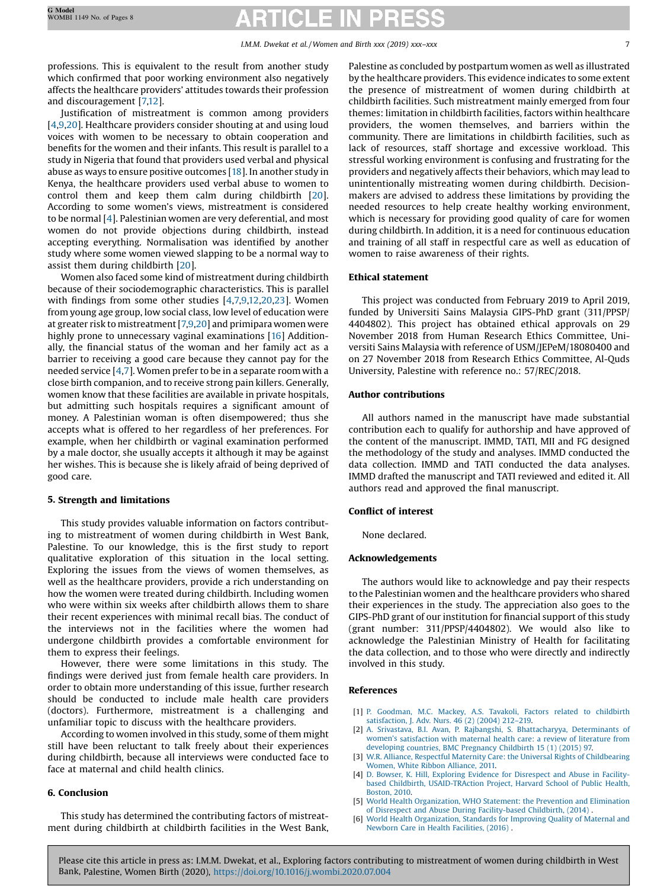professions. This is equivalent to the result from another study which confirmed that poor working environment also negatively affects the healthcare providers' attitudes towards their profession and discouragement [7,12].

Justification of mistreatment is common among providers [4,9,20]. Healthcare providers consider shouting at and using loud voices with women to be necessary to obtain cooperation and benefits for the women and their infants. This result is parallel to a study in Nigeria that found that providers used verbal and physical abuse as ways to ensure positive outcomes [18]. In another study in Kenya, the healthcare providers used verbal abuse to women to control them and keep them calm during childbirth [20]. According to some women's views, mistreatment is considered to be normal [4]. Palestinian women are very deferential, and most women do not provide objections during childbirth, instead accepting everything. Normalisation was identified by another study where some women viewed slapping to be a normal way to assist them during childbirth [20].

Women also faced some kind of mistreatment during childbirth because of their sociodemographic characteristics. This is parallel with findings from some other studies [4,7,9,12,20,23]. Women from young age group, low social class, low level of education were at greater risk to mistreatment [7,9,20] and primipara women were highly prone to unnecessary vaginal examinations [16] Additionally, the financial status of the woman and her family act as a barrier to receiving a good care because they cannot pay for the needed service [4,7]. Women prefer to be in a separate room with a close birth companion, and to receive strong pain killers. Generally, women know that these facilities are available in private hospitals, but admitting such hospitals requires a significant amount of money. A Palestinian woman is often disempowered; thus she accepts what is offered to her regardless of her preferences. For example, when her childbirth or vaginal examination performed by a male doctor, she usually accepts it although it may be against her wishes. This is because she is likely afraid of being deprived of good care.

## 5. Strength and limitations

This study provides valuable information on factors contributing to mistreatment of women during childbirth in West Bank, Palestine. To our knowledge, this is the first study to report qualitative exploration of this situation in the local setting. Exploring the issues from the views of women themselves, as well as the healthcare providers, provide a rich understanding on how the women were treated during childbirth. Including women who were within six weeks after childbirth allows them to share their recent experiences with minimal recall bias. The conduct of the interviews not in the facilities where the women had undergone childbirth provides a comfortable environment for them to express their feelings.

However, there were some limitations in this study. The findings were derived just from female health care providers. In order to obtain more understanding of this issue, further research should be conducted to include male health care providers (doctors). Furthermore, mistreatment is a challenging and unfamiliar topic to discuss with the healthcare providers.

According to women involved in this study, some of them might still have been reluctant to talk freely about their experiences during childbirth, because all interviews were conducted face to face at maternal and child health clinics.

## 6. Conclusion

This study has determined the contributing factors of mistreatment during childbirth at childbirth facilities in the West Bank, Palestine as concluded by postpartum women as well as illustrated by the healthcare providers. This evidence indicates to some extent the presence of mistreatment of women during childbirth at childbirth facilities. Such mistreatment mainly emerged from four themes: limitation in childbirth facilities, factors within healthcare providers, the women themselves, and barriers within the community. There are limitations in childbirth facilities, such as lack of resources, staff shortage and excessive workload. This stressful working environment is confusing and frustrating for the providers and negatively affects their behaviors, which may lead to unintentionally mistreating women during childbirth. Decision-makers are advised to address these limitations by providing the needed resources to help create healthy working environment, which is necessary for providing good quality of care for women during childbirth. In addition, it is a need for continuous education and training of all staff in respectful care as well as education of women to raise awareness of their rights.

## Ethical statement

This project was conducted from February 2019 to April 2019, funded by Universiti Sains Malaysia GIPS-PhD grant (311/PPSP/4404802). This project has obtained ethical approvals on 29 November 2018 from Human Research Ethics Committee, Universiti Sains Malaysia with reference of USM/JEPeM/18080400 and on 27 November 2018 from Research Ethics Committee, Al-Quds University, Palestine with reference no.: 57/REC/2018.

## Author contributions

All authors named in the manuscript have made substantial contribution each to qualify for authorship and have approved of the content of the manuscript. IMMD, TATI, MII and FG designed the methodology of the study and analyses. IMMD conducted the data collection. IMMD and TATI conducted the data analyses. IMMD drafted the manuscript and TATI reviewed and edited it. All authors read and approved the final manuscript.

## Conflict of interest

None declared.

## Acknowledgements

The authors would like to acknowledge and pay their respects to the Palestinian women and the healthcare providers who shared their experiences in the study. The appreciation also goes to the GIPS-PhD grant of our institution for financial support of this study (grant number: 311/PPSP/4404802). We would also like to acknowledge the Palestinian Ministry of Health for facilitating the data collection, and to those who were directly and indirectly involved in this study.

## References

[1] P. Goodman, M.C. Mackey, A.S. Tavakoli, Factors related to childbirth satisfaction, J. Adv. Nurs. 46 (2) (2004) 212–219.

[2] A. Srivastava, B.I. Avan, P. Rajbangshi, S. Bhattacharyya, Determinants of women's satisfaction with maternal health care: a review of literature from developing countries, BMC Pregnancy Childbirth 15 (1) (2015) 97.

[3] W.R. Alliance, Respectful Maternity Care: the Universal Rights of Childbearing Women, White Ribbon Alliance, 2011.

[4] D. Bowser, K. Hill, Exploring Evidence for Disrespect and Abuse in Facility-based Childbirth, USAID-TRAction Project, Harvard School of Public Health, Boston, 2010.

[5] World Health Organization, WHO Statement: the Prevention and Elimination of Disrespect and Abuse During Facility-based Childbirth, (2014) .

[6] World Health Organization, Standards for Improving Quality of Maternal and Newborn Care in Health Facilities, (2016) .

Please cite this article in press as: I.M.M. Dwekat, et al., Exploring factors contributing to mistreatment of women during childbirth in West Bank, Palestine, Women Birth (2020), https://doi.org/10.1016/j.wombi.2020.07.004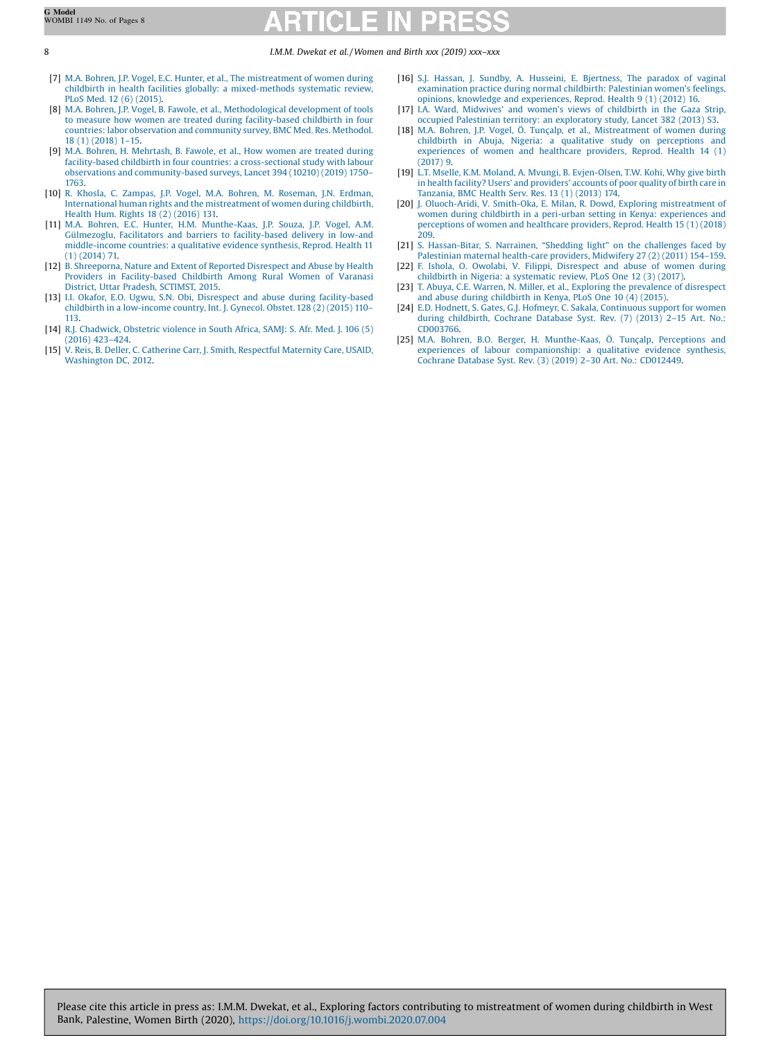[7] M.A. Bohren, J.P. Vogel, E.C. Hunter, et al., The mistreatment of women during childbirth in health facilities globally: a mixed-methods systematic review, PLoS Med. 12 (6) (2015).

[8] M.A. Bohren, J.P. Vogel, B. Fawole, et al., Methodological development of tools to measure how women are treated during facility-based childbirth in four countries: labor observation and community survey, BMC Med. Res. Methodol. 18 (1) (2018) 1–15.

[9] M.A. Bohren, H. Mehrtash, B. Fawole, et al., How women are treated during facility-based childbirth in four countries: a cross-sectional study with labour observations and community-based surveys, Lancet 394 (10210) (2019) 1750–1763.

[10] R. Khosla, C. Zampas, J.P. Vogel, M.A. Bohren, M. Roseman, J.N. Erdman, International human rights and the mistreatment of women during childbirth, Health Hum. Rights 18 (2) (2016) 131.

[11] M.A. Bohren, E.C. Hunter, H.M. Munthe-Kaas, J.P. Souza, J.P. Vogel, A.M. Gülmezoglu, Facilitators and barriers to facility-based delivery in low-and middle-income countries: a qualitative evidence synthesis, Reprod. Health 11 (1) (2014) 71.

[12] B. Shreeporna, Nature and Extent of Reported Disrespect and Abuse by Health Providers in Facility-based Childbirth Among Rural Women of Varanasi District, Uttar Pradesh, SCTIMST, 2015.

[13] I.I. Okafor, E.O. Ugwu, S.N. Obi, Disrespect and abuse during facility-based childbirth in a low-income country, Int. J. Gynecol. Obstet. 128 (2) (2015) 110–113.

[14] R.J. Chadwick, Obstetric violence in South Africa, SAMJ: S. Afr. Med. J. 106 (5) (2016) 423–424.

[15] V. Reis, B. Deller, C. Catherine Carr, J. Smith, Respectful Maternity Care, USAID, Washington DC, 2012.

[16] S.J. Hassan, J. Sundby, A. Husseini, E. Bjertness, The paradox of vaginal examination practice during normal childbirth: Palestinian women's feelings, opinions, knowledge and experiences, Reprod. Health 9 (1) (2012) 16.

[17] I.A. Ward, Midwives' and women's views of childbirth in the Gaza Strip, occupied Palestinian territory: an exploratory study, Lancet 382 (2013) S3.

[18] M.A. Bohren, J.P. Vogel, Ö. Tunçalp, et al., Mistreatment of women during childbirth in Abuja, Nigeria: a qualitative study on perceptions and experiences of women and healthcare providers, Reprod. Health 14 (1) (2017) 9.

[19] L.T. Mselle, K.M. Moland, A. Mvungi, B. Evjen-Olsen, T.W. Kohi, Why give birth in health facility? Users' and providers' accounts of poor quality of birth care in Tanzania, BMC Health Serv. Res. 13 (1) (2013) 174.

[20] J. Oluoch-Aridi, V. Smith-Oka, E. Milan, R. Dowd, Exploring mistreatment of women during childbirth in a peri-urban setting in Kenya: experiences and perceptions of women and healthcare providers, Reprod. Health 15 (1) (2018) 209.

[21] S. Hassan-Bitar, S. Narrainen, "Shedding light" on the challenges faced by Palestinian maternal health-care providers, Midwifery 27 (2) (2011) 154–159.

[22] F. Ishola, O. Owolabi, V. Filippi, Disrespect and abuse of women during childbirth in Nigeria: a systematic review, PLoS One 12 (3) (2017).

[23] T. Abuya, C.E. Warren, N. Miller, et al., Exploring the prevalence of disrespect and abuse during childbirth in Kenya, PLoS One 10 (4) (2015).

[24] E.D. Hodnett, S. Gates, G.J. Hofmeyr, C. Sakala, Continuous support for women during childbirth, Cochrane Database Syst. Rev. (7) (2013) 2–15 Art. No.: CD003766.

[25] M.A. Bohren, B.O. Berger, H. Munthe-Kaas, Ö. Tunçalp, Perceptions and experiences of labour companionship: a qualitative evidence synthesis, Cochrane Database Syst. Rev. (3) (2019) 2–30 Art. No.: CD012449.

Please cite this article in press as: I.M.M. Dwekat, et al., Exploring factors contributing to mistreatment of women during childbirth in West Bank, Palestine, Women Birth (2020), https://doi.org/10.1016/j.wombi.2020.07.004